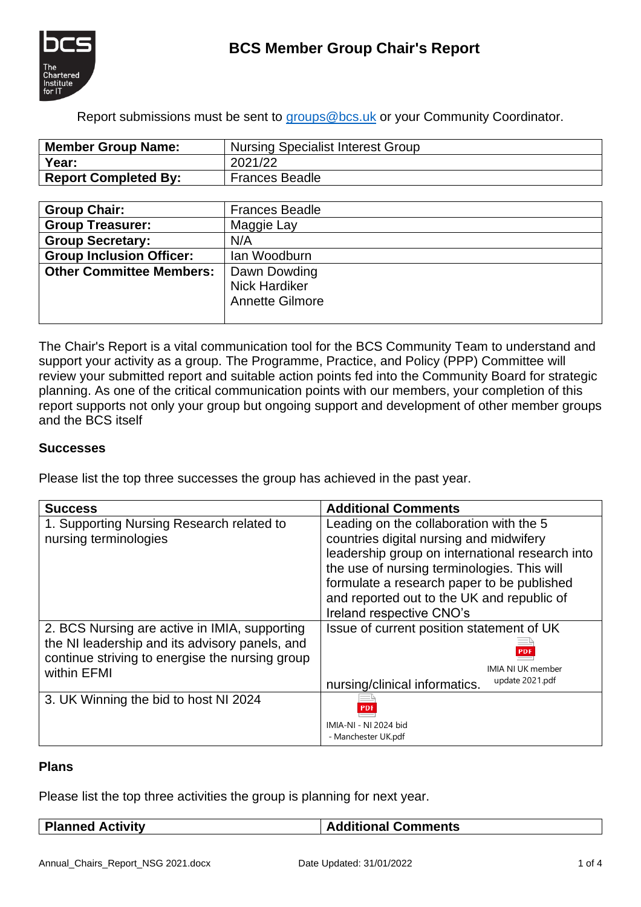# BCS Member Group Chair's Report

Report submissions must be sent to groups@bcs.uk or your Community Coordinator.

| **Member Group Name:** | Nursing Specialist Interest Group |
|---|---|
| **Year:** | 2021/22 |
| **Report Completed By:** | Frances Beadle |

| **Group Chair:** | Frances Beadle |
|---|---|
| **Group Treasurer:** | Maggie Lay |
| **Group Secretary:** | N/A |
| **Group Inclusion Officer:** | Ian Woodburn |
| **Other Committee Members:** | Dawn Dowding<br>Nick Hardiker<br>Annette Gilmore |

The Chair's Report is a vital communication tool for the BCS Community Team to understand and support your activity as a group. The Programme, Practice, and Policy (PPP) Committee will review your submitted report and suitable action points fed into the Community Board for strategic planning. As one of the critical communication points with our members, your completion of this report supports not only your group but ongoing support and development of other member groups and the BCS itself

### Successes

Please list the top three successes the group has achieved in the past year.

| **Success** | **Additional Comments** |
|---|---|
| 1. Supporting Nursing Research related to nursing terminologies | Leading on the collaboration with the 5 countries digital nursing and midwifery leadership group on international research into the use of nursing terminologies. This will formulate a research paper to be published and reported out to the UK and republic of Ireland respective CNO's |
| 2. BCS Nursing are active in IMIA, supporting the NI leadership and its advisory panels, and continue striving to energise the nursing group within EFMI | Issue of current position statement of UK nursing/clinical informatics. IMIA NI UK member update 2021.pdf |
| 3. UK Winning the bid to host NI 2024 | IMIA-NI - NI 2024 bid - Manchester UK.pdf |

### Plans

Please list the top three activities the group is planning for next year.

| **Planned Activity** | **Additional Comments** |
|---|---|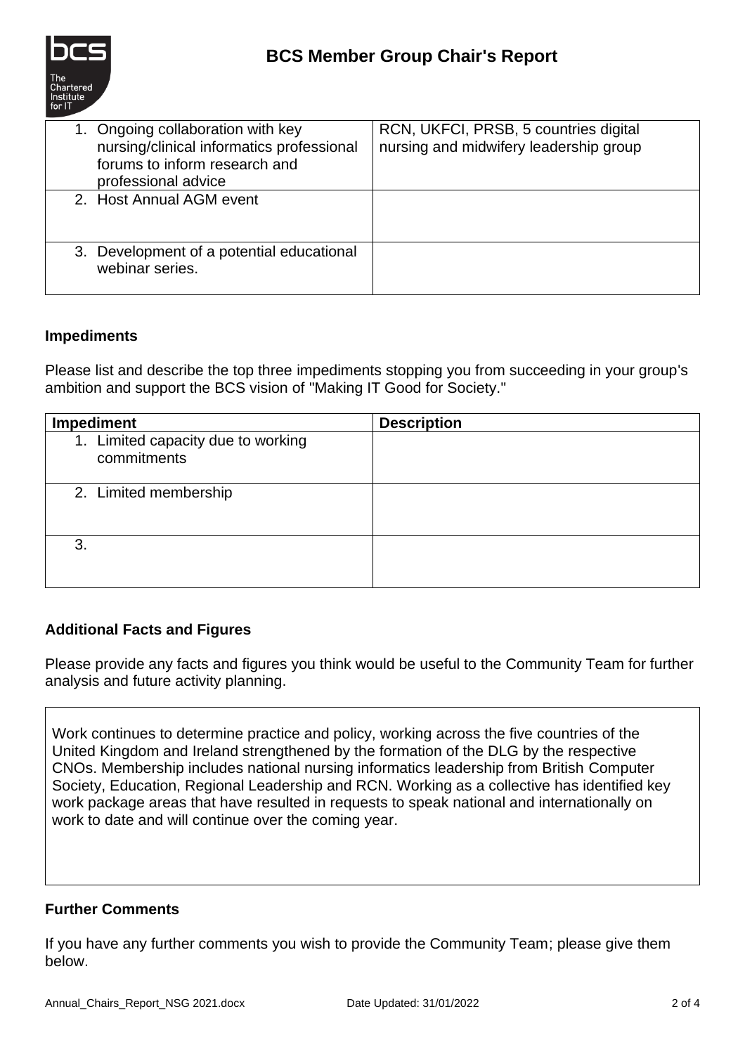| | |
|---|---|
| 1. Ongoing collaboration with key nursing/clinical informatics professional forums to inform research and professional advice | RCN, UKFCI, PRSB, 5 countries digital nursing and midwifery leadership group |
| 2. Host Annual AGM event | |
| 3. Development of a potential educational webinar series. | |

### Impediments

Please list and describe the top three impediments stopping you from succeeding in your group's ambition and support the BCS vision of "Making IT Good for Society."

| Impediment | Description |
|---|---|
| 1. Limited capacity due to working commitments | |
| 2. Limited membership | |
| 3. | |

### Additional Facts and Figures

Please provide any facts and figures you think would be useful to the Community Team for further analysis and future activity planning.

Work continues to determine practice and policy, working across the five countries of the United Kingdom and Ireland strengthened by the formation of the DLG by the respective CNOs. Membership includes national nursing informatics leadership from British Computer Society, Education, Regional Leadership and RCN. Working as a collective has identified key work package areas that have resulted in requests to speak national and internationally on work to date and will continue over the coming year.

### Further Comments

If you have any further comments you wish to provide the Community Team; please give them below.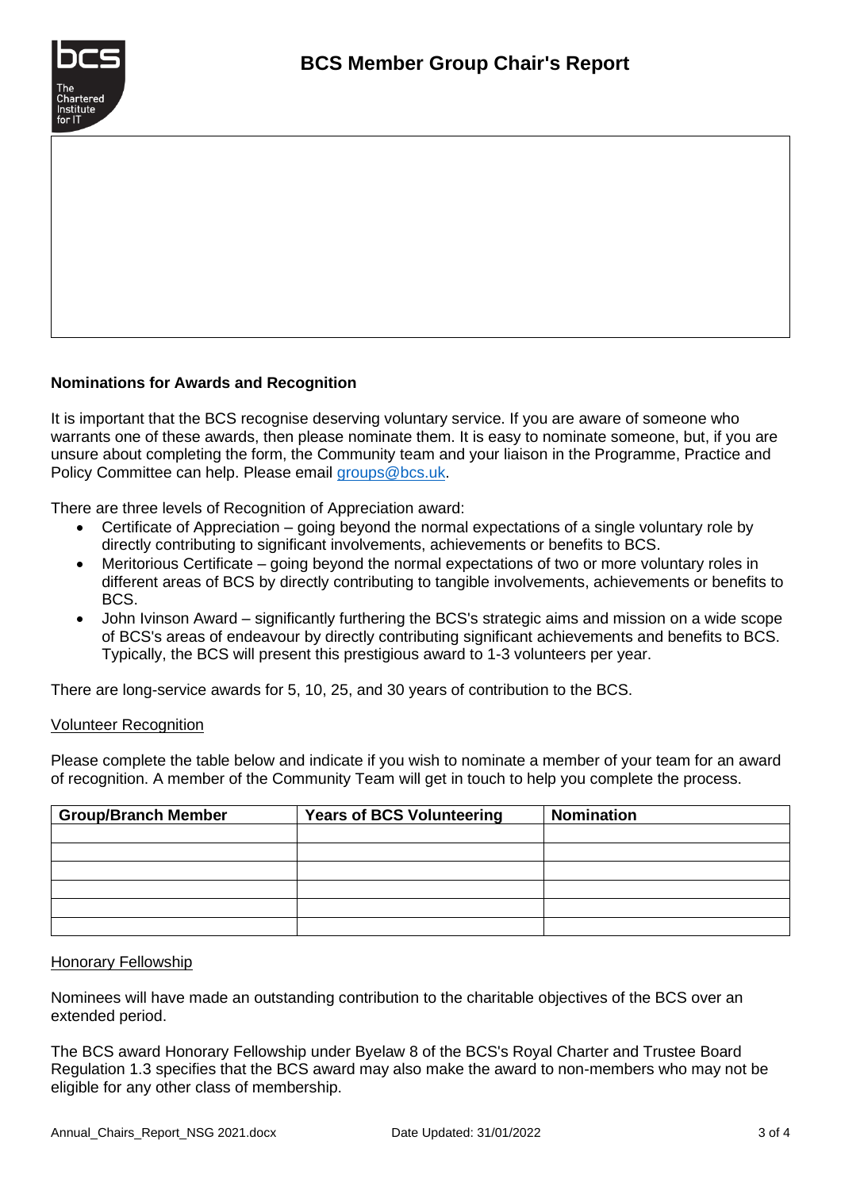## Nominations for Awards and Recognition

It is important that the BCS recognise deserving voluntary service. If you are aware of someone who warrants one of these awards, then please nominate them. It is easy to nominate someone, but, if you are unsure about completing the form, the Community team and your liaison in the Programme, Practice and Policy Committee can help. Please email groups@bcs.uk.

There are three levels of Recognition of Appreciation award:

- Certificate of Appreciation – going beyond the normal expectations of a single voluntary role by directly contributing to significant involvements, achievements or benefits to BCS.
- Meritorious Certificate – going beyond the normal expectations of two or more voluntary roles in different areas of BCS by directly contributing to tangible involvements, achievements or benefits to BCS.
- John Ivinson Award – significantly furthering the BCS's strategic aims and mission on a wide scope of BCS's areas of endeavour by directly contributing significant achievements and benefits to BCS. Typically, the BCS will present this prestigious award to 1-3 volunteers per year.

There are long-service awards for 5, 10, 25, and 30 years of contribution to the BCS.

### Volunteer Recognition

Please complete the table below and indicate if you wish to nominate a member of your team for an award of recognition. A member of the Community Team will get in touch to help you complete the process.

| Group/Branch Member | Years of BCS Volunteering | Nomination |
|---|---|---|
| | | |
| | | |
| | | |
| | | |
| | | |
| | | |

### Honorary Fellowship

Nominees will have made an outstanding contribution to the charitable objectives of the BCS over an extended period.

The BCS award Honorary Fellowship under Byelaw 8 of the BCS's Royal Charter and Trustee Board Regulation 1.3 specifies that the BCS award may also make the award to non-members who may not be eligible for any other class of membership.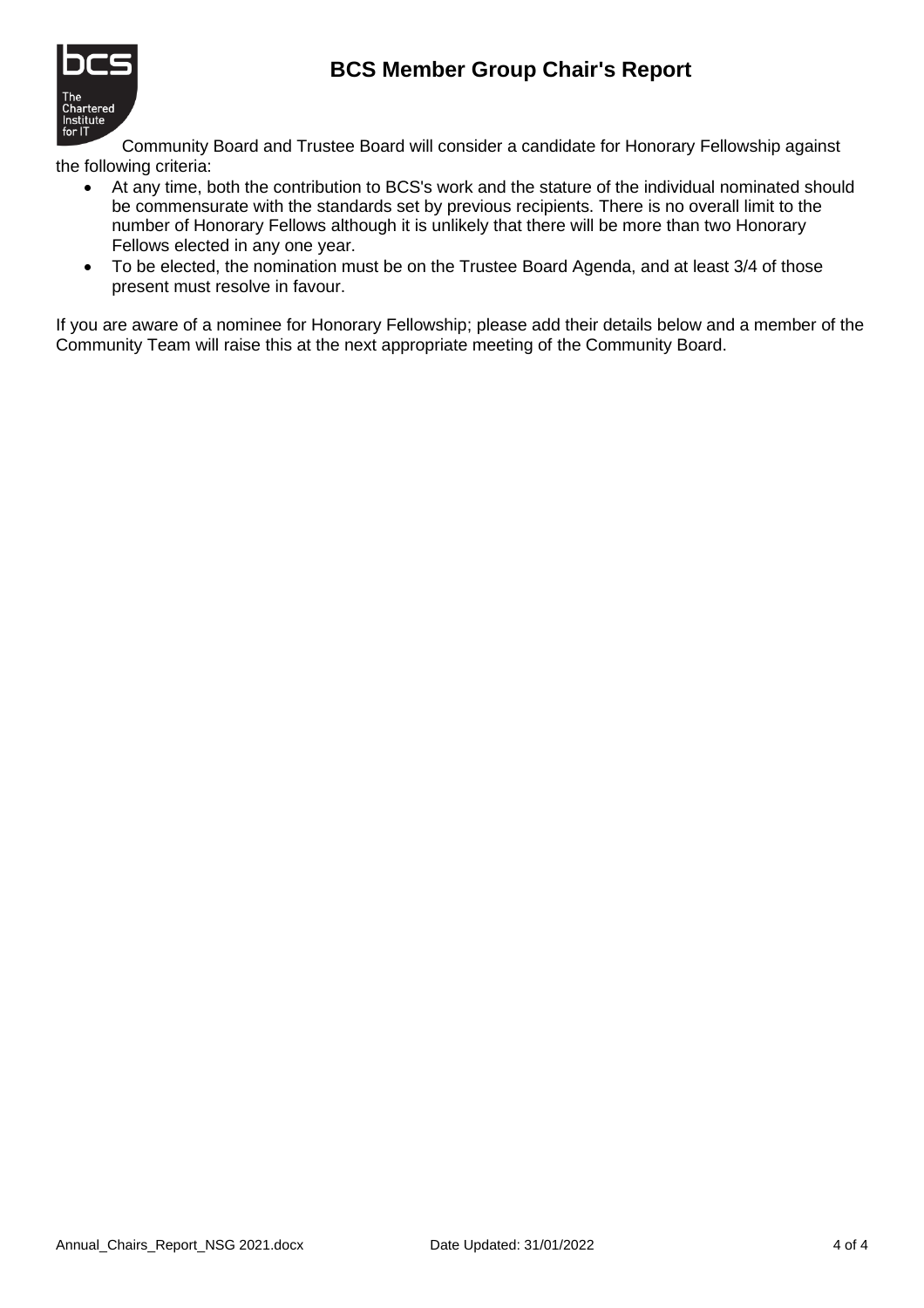Community Board and Trustee Board will consider a candidate for Honorary Fellowship against the following criteria:

- At any time, both the contribution to BCS's work and the stature of the individual nominated should be commensurate with the standards set by previous recipients. There is no overall limit to the number of Honorary Fellows although it is unlikely that there will be more than two Honorary Fellows elected in any one year.
- To be elected, the nomination must be on the Trustee Board Agenda, and at least 3/4 of those present must resolve in favour.

If you are aware of a nominee for Honorary Fellowship; please add their details below and a member of the Community Team will raise this at the next appropriate meeting of the Community Board.